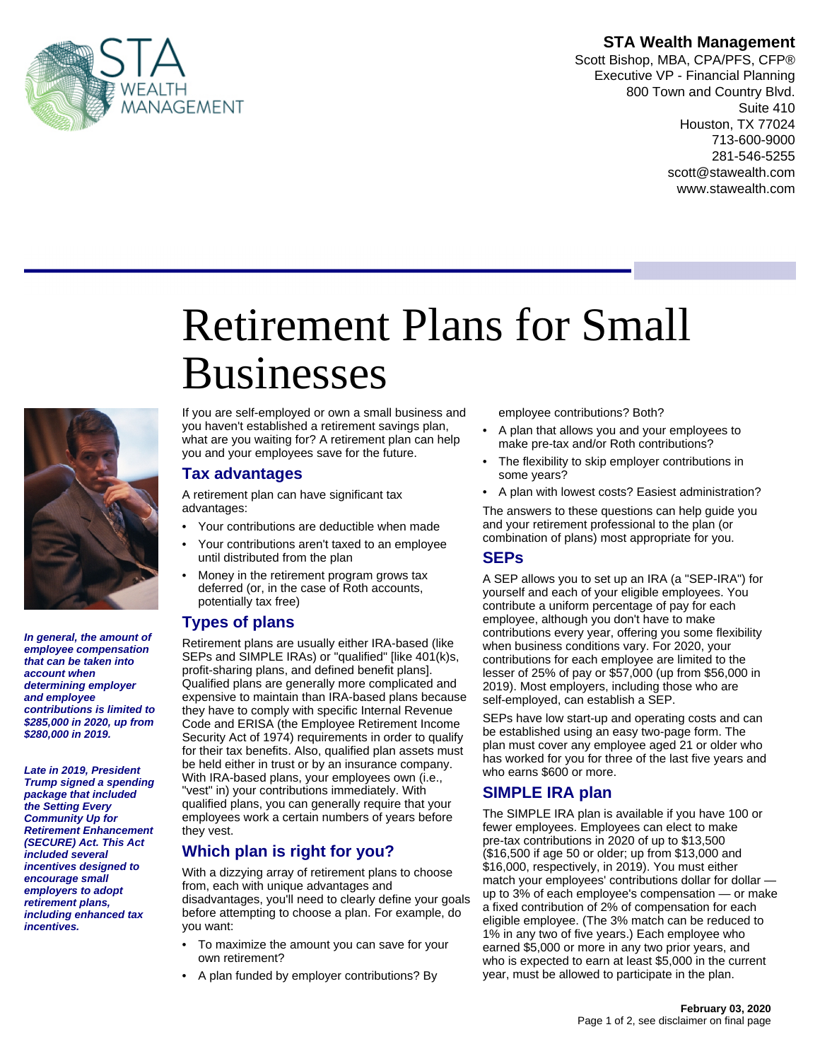**STA Wealth Management**
Scott Bishop, MBA, CPA/PFS, CFP®
Executive VP - Financial Planning
800 Town and Country Blvd.
Suite 410
Houston, TX 77024
713-600-9000
281-546-5255
scott@stawealth.com
www.stawealth.com

# Retirement Plans for Small Businesses

***In general, the amount of employee compensation that can be taken into account when determining employer and employee contributions is limited to $285,000 in 2020, up from $280,000 in 2019.***

***Late in 2019, President Trump signed a spending package that included the Setting Every Community Up for Retirement Enhancement (SECURE) Act. This Act included several incentives designed to encourage small employers to adopt retirement plans, including enhanced tax incentives.***

If you are self-employed or own a small business and you haven't established a retirement savings plan, what are you waiting for? A retirement plan can help you and your employees save for the future.

## Tax advantages

A retirement plan can have significant tax advantages:

- Your contributions are deductible when made
- Your contributions aren't taxed to an employee until distributed from the plan
- Money in the retirement program grows tax deferred (or, in the case of Roth accounts, potentially tax free)

## Types of plans

Retirement plans are usually either IRA-based (like SEPs and SIMPLE IRAs) or "qualified" [like 401(k)s, profit-sharing plans, and defined benefit plans]. Qualified plans are generally more complicated and expensive to maintain than IRA-based plans because they have to comply with specific Internal Revenue Code and ERISA (the Employee Retirement Income Security Act of 1974) requirements in order to qualify for their tax benefits. Also, qualified plan assets must be held either in trust or by an insurance company. With IRA-based plans, your employees own (i.e., "vest" in) your contributions immediately. With qualified plans, you can generally require that your employees work a certain numbers of years before they vest.

## Which plan is right for you?

With a dizzying array of retirement plans to choose from, each with unique advantages and disadvantages, you'll need to clearly define your goals before attempting to choose a plan. For example, do you want:

- To maximize the amount you can save for your own retirement?
- A plan funded by employer contributions? By employee contributions? Both?
- A plan that allows you and your employees to make pre-tax and/or Roth contributions?
- The flexibility to skip employer contributions in some years?
- A plan with lowest costs? Easiest administration?

The answers to these questions can help guide you and your retirement professional to the plan (or combination of plans) most appropriate for you.

## SEPs

A SEP allows you to set up an IRA (a "SEP-IRA") for yourself and each of your eligible employees. You contribute a uniform percentage of pay for each employee, although you don't have to make contributions every year, offering you some flexibility when business conditions vary. For 2020, your contributions for each employee are limited to the lesser of 25% of pay or $57,000 (up from $56,000 in 2019). Most employers, including those who are self-employed, can establish a SEP.

SEPs have low start-up and operating costs and can be established using an easy two-page form. The plan must cover any employee aged 21 or older who has worked for you for three of the last five years and who earns $600 or more.

## SIMPLE IRA plan

The SIMPLE IRA plan is available if you have 100 or fewer employees. Employees can elect to make pre-tax contributions in 2020 of up to $13,500 ($16,500 if age 50 or older; up from $13,000 and $16,000, respectively, in 2019). You must either match your employees' contributions dollar for dollar — up to 3% of each employee's compensation — or make a fixed contribution of 2% of compensation for each eligible employee. (The 3% match can be reduced to 1% in any two of five years.) Each employee who earned $5,000 or more in any two prior years, and who is expected to earn at least $5,000 in the current year, must be allowed to participate in the plan.

**February 03, 2020**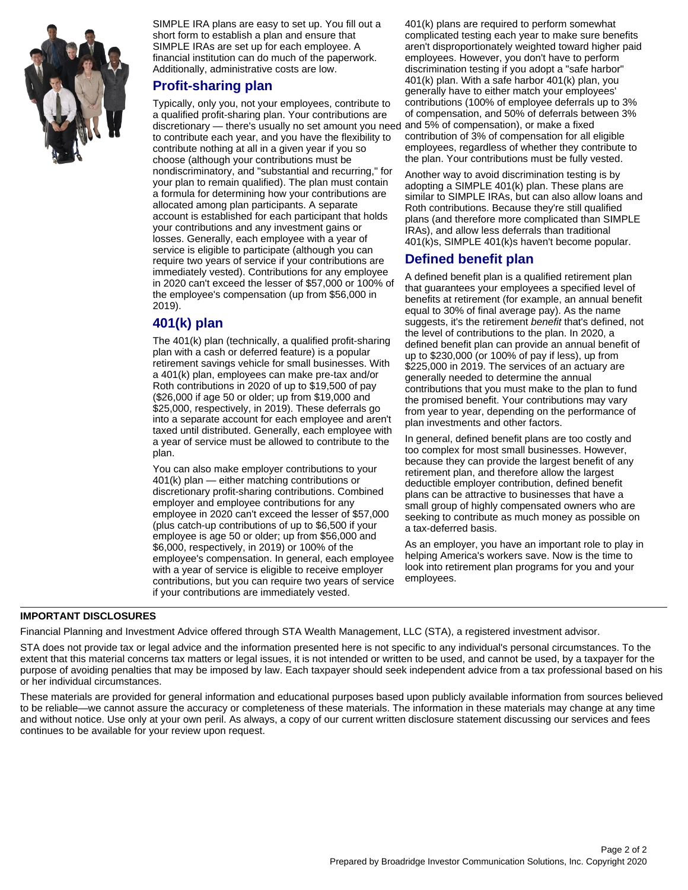SIMPLE IRA plans are easy to set up. You fill out a short form to establish a plan and ensure that SIMPLE IRAs are set up for each employee. A financial institution can do much of the paperwork. Additionally, administrative costs are low.

## Profit-sharing plan

Typically, only you, not your employees, contribute to a qualified profit-sharing plan. Your contributions are discretionary — there's usually no set amount you need to contribute each year, and you have the flexibility to contribute nothing at all in a given year if you so choose (although your contributions must be nondiscriminatory, and "substantial and recurring," for your plan to remain qualified). The plan must contain a formula for determining how your contributions are allocated among plan participants. A separate account is established for each participant that holds your contributions and any investment gains or losses. Generally, each employee with a year of service is eligible to participate (although you can require two years of service if your contributions are immediately vested). Contributions for any employee in 2020 can't exceed the lesser of $57,000 or 100% of the employee's compensation (up from $56,000 in 2019).

## 401(k) plan

The 401(k) plan (technically, a qualified profit-sharing plan with a cash or deferred feature) is a popular retirement savings vehicle for small businesses. With a 401(k) plan, employees can make pre-tax and/or Roth contributions in 2020 of up to $19,500 of pay ($26,000 if age 50 or older; up from $19,000 and $25,000, respectively, in 2019). These deferrals go into a separate account for each employee and aren't taxed until distributed. Generally, each employee with a year of service must be allowed to contribute to the plan.

You can also make employer contributions to your 401(k) plan — either matching contributions or discretionary profit-sharing contributions. Combined employer and employee contributions for any employee in 2020 can't exceed the lesser of $57,000 (plus catch-up contributions of up to $6,500 if your employee is age 50 or older; up from $56,000 and $6,000, respectively, in 2019) or 100% of the employee's compensation. In general, each employee with a year of service is eligible to receive employer contributions, but you can require two years of service if your contributions are immediately vested.

401(k) plans are required to perform somewhat complicated testing each year to make sure benefits aren't disproportionately weighted toward higher paid employees. However, you don't have to perform discrimination testing if you adopt a "safe harbor" 401(k) plan. With a safe harbor 401(k) plan, you generally have to either match your employees' contributions (100% of employee deferrals up to 3% of compensation, and 50% of deferrals between 3% and 5% of compensation), or make a fixed contribution of 3% of compensation for all eligible employees, regardless of whether they contribute to the plan. Your contributions must be fully vested.

Another way to avoid discrimination testing is by adopting a SIMPLE 401(k) plan. These plans are similar to SIMPLE IRAs, but can also allow loans and Roth contributions. Because they're still qualified plans (and therefore more complicated than SIMPLE IRAs), and allow less deferrals than traditional 401(k)s, SIMPLE 401(k)s haven't become popular.

## Defined benefit plan

A defined benefit plan is a qualified retirement plan that guarantees your employees a specified level of benefits at retirement (for example, an annual benefit equal to 30% of final average pay). As the name suggests, it's the retirement *benefit* that's defined, not the level of contributions to the plan. In 2020, a defined benefit plan can provide an annual benefit of up to $230,000 (or 100% of pay if less), up from $225,000 in 2019. The services of an actuary are generally needed to determine the annual contributions that you must make to the plan to fund the promised benefit. Your contributions may vary from year to year, depending on the performance of plan investments and other factors.

In general, defined benefit plans are too costly and too complex for most small businesses. However, because they can provide the largest benefit of any retirement plan, and therefore allow the largest deductible employer contribution, defined benefit plans can be attractive to businesses that have a small group of highly compensated owners who are seeking to contribute as much money as possible on a tax-deferred basis.

As an employer, you have an important role to play in helping America's workers save. Now is the time to look into retirement plan programs for you and your employees.

**IMPORTANT DISCLOSURES**

Financial Planning and Investment Advice offered through STA Wealth Management, LLC (STA), a registered investment advisor.

STA does not provide tax or legal advice and the information presented here is not specific to any individual's personal circumstances. To the extent that this material concerns tax matters or legal issues, it is not intended or written to be used, and cannot be used, by a taxpayer for the purpose of avoiding penalties that may be imposed by law. Each taxpayer should seek independent advice from a tax professional based on his or her individual circumstances.

These materials are provided for general information and educational purposes based upon publicly available information from sources believed to be reliable—we cannot assure the accuracy or completeness of these materials. The information in these materials may change at any time and without notice. Use only at your own peril. As always, a copy of our current written disclosure statement discussing our services and fees continues to be available for your review upon request.

Prepared by Broadridge Investor Communication Solutions, Inc. Copyright 2020